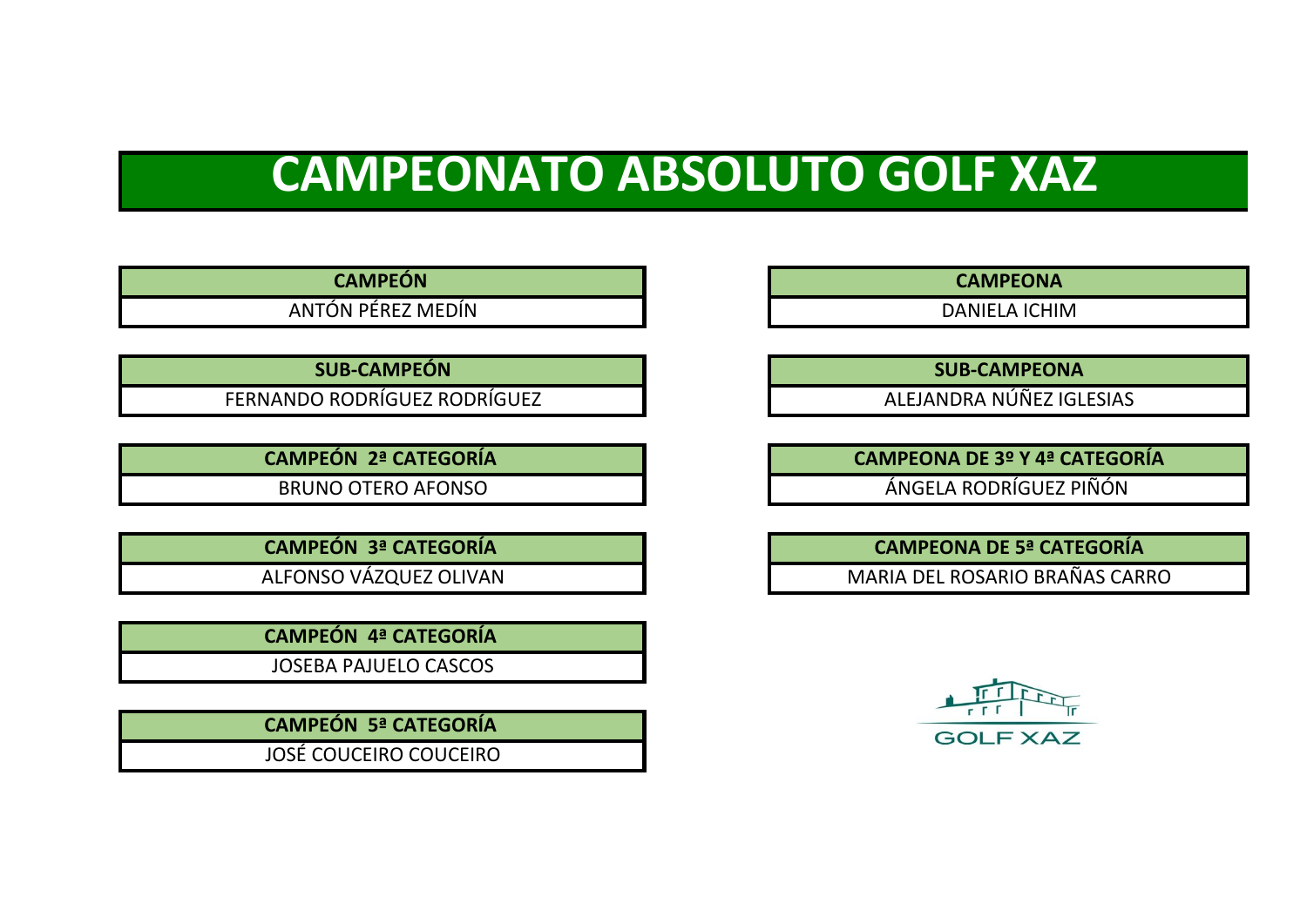# CAMPEONATO ABSOLUTO GOLF XAZ

| CAMPEÓN |
| --- |
| ANTÓN PÉREZ MEDÍN |

| SUB-CAMPEÓN |
| --- |
| FERNANDO RODRÍGUEZ RODRÍGUEZ |

| CAMPEÓN 2ª CATEGORÍA |
| --- |
| BRUNO OTERO AFONSO |

| CAMPEÓN 3ª CATEGORÍA |
| --- |
| ALFONSO VÁZQUEZ OLIVAN |

| CAMPEÓN 4ª CATEGORÍA |
| --- |
| JOSEBA PAJUELO CASCOS |

| CAMPEÓN 5ª CATEGORÍA |
| --- |
| JOSÉ COUCEIRO COUCEIRO |

| CAMPEONA |
| --- |
| DANIELA ICHIM |

| SUB-CAMPEONA |
| --- |
| ALEJANDRA NÚÑEZ IGLESIAS |

| CAMPEONA DE 3º Y 4ª CATEGORÍA |
| --- |
| ÁNGELA RODRÍGUEZ PIÑÓN |

| CAMPEONA DE 5ª CATEGORÍA |
| --- |
| MARIA DEL ROSARIO BRAÑAS CARRO |

GOLF XAZ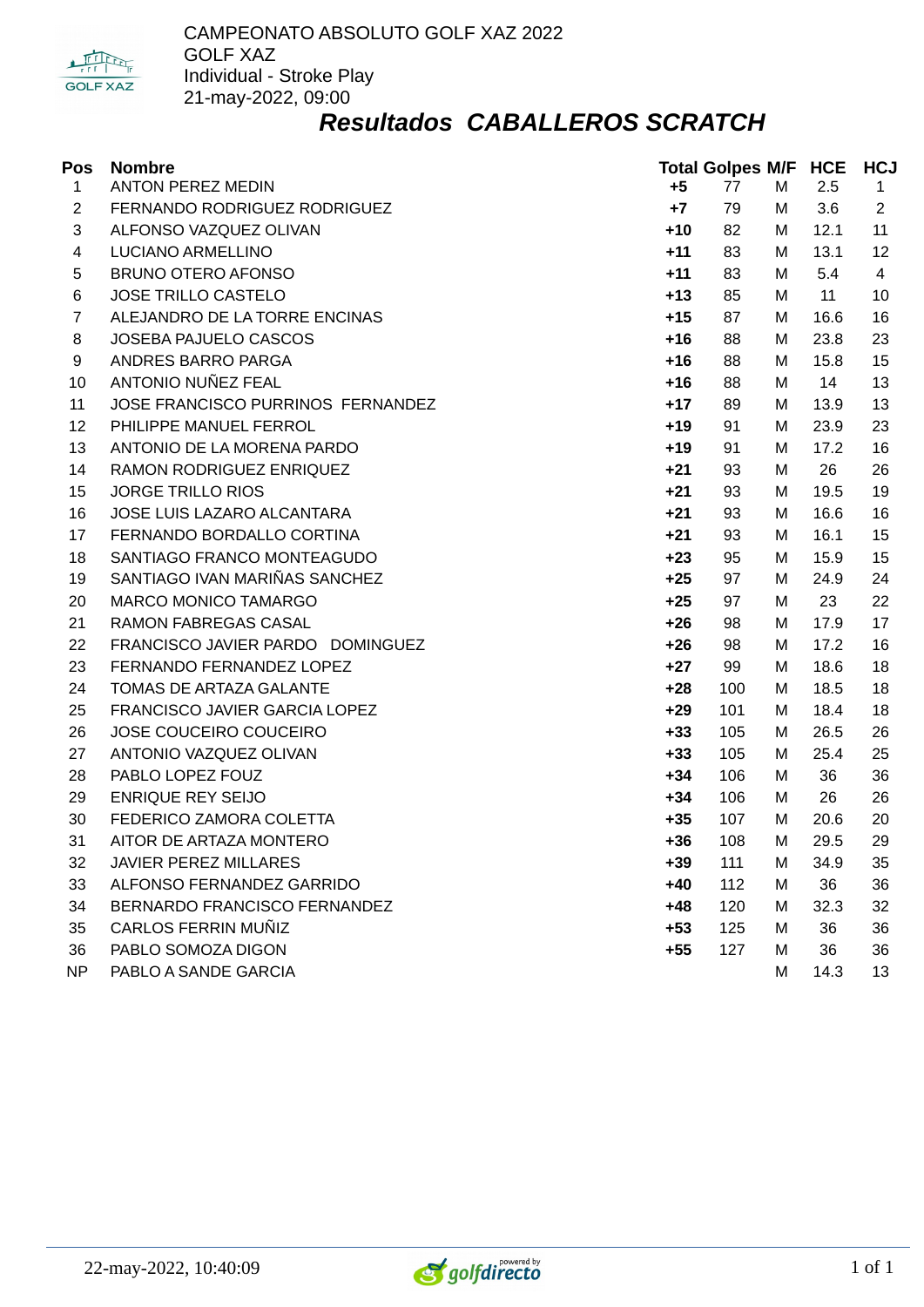CAMPEONATO ABSOLUTO GOLF XAZ 2022
GOLF XAZ
Individual - Stroke Play
21-may-2022, 09:00

## *Resultados CABALLEROS SCRATCH*

| Pos | Nombre | Total | Golpes | M/F | HCE | HCJ |
|---|---|---|---|---|---|---|
| 1 | ANTON PEREZ MEDIN | +5 | 77 | M | 2.5 | 1 |
| 2 | FERNANDO RODRIGUEZ RODRIGUEZ | +7 | 79 | M | 3.6 | 2 |
| 3 | ALFONSO VAZQUEZ OLIVAN | +10 | 82 | M | 12.1 | 11 |
| 4 | LUCIANO ARMELLINO | +11 | 83 | M | 13.1 | 12 |
| 5 | BRUNO OTERO AFONSO | +11 | 83 | M | 5.4 | 4 |
| 6 | JOSE TRILLO CASTELO | +13 | 85 | M | 11 | 10 |
| 7 | ALEJANDRO DE LA TORRE ENCINAS | +15 | 87 | M | 16.6 | 16 |
| 8 | JOSEBA PAJUELO CASCOS | +16 | 88 | M | 23.8 | 23 |
| 9 | ANDRES BARRO PARGA | +16 | 88 | M | 15.8 | 15 |
| 10 | ANTONIO NUÑEZ FEAL | +16 | 88 | M | 14 | 13 |
| 11 | JOSE FRANCISCO PURRINOS FERNANDEZ | +17 | 89 | M | 13.9 | 13 |
| 12 | PHILIPPE MANUEL FERROL | +19 | 91 | M | 23.9 | 23 |
| 13 | ANTONIO DE LA MORENA PARDO | +19 | 91 | M | 17.2 | 16 |
| 14 | RAMON RODRIGUEZ ENRIQUEZ | +21 | 93 | M | 26 | 26 |
| 15 | JORGE TRILLO RIOS | +21 | 93 | M | 19.5 | 19 |
| 16 | JOSE LUIS LAZARO ALCANTARA | +21 | 93 | M | 16.6 | 16 |
| 17 | FERNANDO BORDALLO CORTINA | +21 | 93 | M | 16.1 | 15 |
| 18 | SANTIAGO FRANCO MONTEAGUDO | +23 | 95 | M | 15.9 | 15 |
| 19 | SANTIAGO IVAN MARIÑAS SANCHEZ | +25 | 97 | M | 24.9 | 24 |
| 20 | MARCO MONICO TAMARGO | +25 | 97 | M | 23 | 22 |
| 21 | RAMON FABREGAS CASAL | +26 | 98 | M | 17.9 | 17 |
| 22 | FRANCISCO JAVIER PARDO DOMINGUEZ | +26 | 98 | M | 17.2 | 16 |
| 23 | FERNANDO FERNANDEZ LOPEZ | +27 | 99 | M | 18.6 | 18 |
| 24 | TOMAS DE ARTAZA GALANTE | +28 | 100 | M | 18.5 | 18 |
| 25 | FRANCISCO JAVIER GARCIA LOPEZ | +29 | 101 | M | 18.4 | 18 |
| 26 | JOSE COUCEIRO COUCEIRO | +33 | 105 | M | 26.5 | 26 |
| 27 | ANTONIO VAZQUEZ OLIVAN | +33 | 105 | M | 25.4 | 25 |
| 28 | PABLO LOPEZ FOUZ | +34 | 106 | M | 36 | 36 |
| 29 | ENRIQUE REY SEIJO | +34 | 106 | M | 26 | 26 |
| 30 | FEDERICO ZAMORA COLETTA | +35 | 107 | M | 20.6 | 20 |
| 31 | AITOR DE ARTAZA MONTERO | +36 | 108 | M | 29.5 | 29 |
| 32 | JAVIER PEREZ MILLARES | +39 | 111 | M | 34.9 | 35 |
| 33 | ALFONSO FERNANDEZ GARRIDO | +40 | 112 | M | 36 | 36 |
| 34 | BERNARDO FRANCISCO FERNANDEZ | +48 | 120 | M | 32.3 | 32 |
| 35 | CARLOS FERRIN MUÑIZ | +53 | 125 | M | 36 | 36 |
| 36 | PABLO SOMOZA DIGON | +55 | 127 | M | 36 | 36 |
| NP | PABLO A SANDE GARCIA | | | M | 14.3 | 13 |

22-may-2022, 10:40:09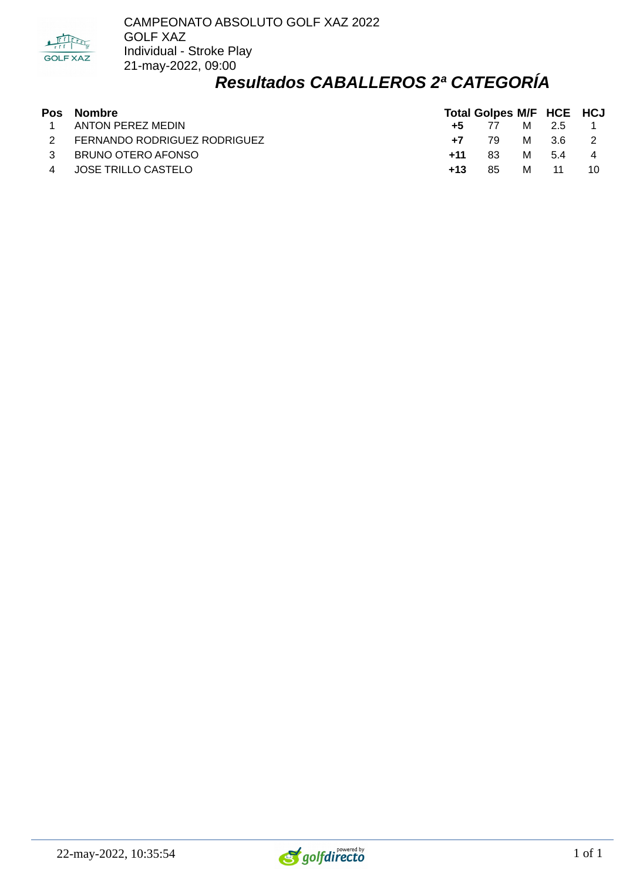CAMPEONATO ABSOLUTO GOLF XAZ 2022
GOLF XAZ
Individual - Stroke Play
21-may-2022, 09:00

# *Resultados CABALLEROS 2ª CATEGORÍA*

| Pos | Nombre | Total | Golpes | M/F | HCE | HCJ |
|---|---|---|---|---|---|---|
| 1 | ANTON PEREZ MEDIN | **+5** | 77 | M | 2.5 | 1 |
| 2 | FERNANDO RODRIGUEZ RODRIGUEZ | **+7** | 79 | M | 3.6 | 2 |
| 3 | BRUNO OTERO AFONSO | **+11** | 83 | M | 5.4 | 4 |
| 4 | JOSE TRILLO CASTELO | **+13** | 85 | M | 11 | 10 |

22-may-2022, 10:35:54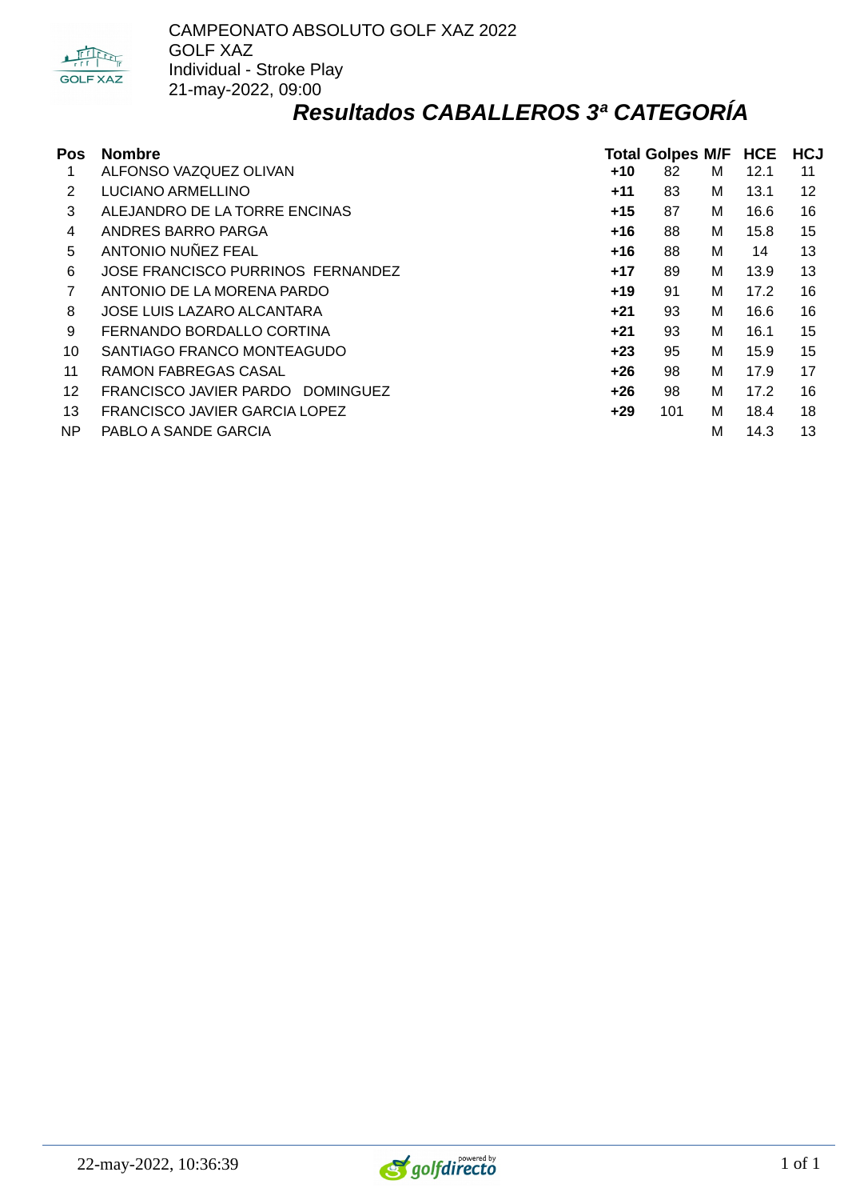CAMPEONATO ABSOLUTO GOLF XAZ 2022
GOLF XAZ
Individual - Stroke Play
21-may-2022, 09:00

# *Resultados CABALLEROS 3ª CATEGORÍA*

| Pos | Nombre | Total | Golpes | M/F | HCE | HCJ |
|---|---|---|---|---|---|---|
| 1 | ALFONSO VAZQUEZ OLIVAN | **+10** | 82 | M | 12.1 | 11 |
| 2 | LUCIANO ARMELLINO | **+11** | 83 | M | 13.1 | 12 |
| 3 | ALEJANDRO DE LA TORRE ENCINAS | **+15** | 87 | M | 16.6 | 16 |
| 4 | ANDRES BARRO PARGA | **+16** | 88 | M | 15.8 | 15 |
| 5 | ANTONIO NUÑEZ FEAL | **+16** | 88 | M | 14 | 13 |
| 6 | JOSE FRANCISCO PURRINOS FERNANDEZ | **+17** | 89 | M | 13.9 | 13 |
| 7 | ANTONIO DE LA MORENA PARDO | **+19** | 91 | M | 17.2 | 16 |
| 8 | JOSE LUIS LAZARO ALCANTARA | **+21** | 93 | M | 16.6 | 16 |
| 9 | FERNANDO BORDALLO CORTINA | **+21** | 93 | M | 16.1 | 15 |
| 10 | SANTIAGO FRANCO MONTEAGUDO | **+23** | 95 | M | 15.9 | 15 |
| 11 | RAMON FABREGAS CASAL | **+26** | 98 | M | 17.9 | 17 |
| 12 | FRANCISCO JAVIER PARDO DOMINGUEZ | **+26** | 98 | M | 17.2 | 16 |
| 13 | FRANCISCO JAVIER GARCIA LOPEZ | **+29** | 101 | M | 18.4 | 18 |
| NP | PABLO A SANDE GARCIA | | | M | 14.3 | 13 |

22-may-2022, 10:36:39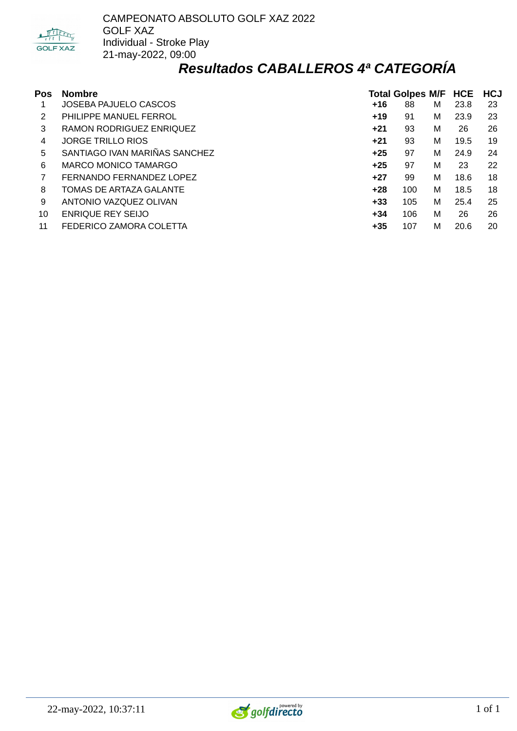CAMPEONATO ABSOLUTO GOLF XAZ 2022
GOLF XAZ
Individual - Stroke Play
21-may-2022, 09:00

## *Resultados CABALLEROS 4ª CATEGORÍA*

| Pos | Nombre | Total | Golpes | M/F | HCE | HCJ |
|---|---|---|---|---|---|---|
| 1 | JOSEBA PAJUELO CASCOS | **+16** | 88 | M | 23.8 | 23 |
| 2 | PHILIPPE MANUEL FERROL | **+19** | 91 | M | 23.9 | 23 |
| 3 | RAMON RODRIGUEZ ENRIQUEZ | **+21** | 93 | M | 26 | 26 |
| 4 | JORGE TRILLO RIOS | **+21** | 93 | M | 19.5 | 19 |
| 5 | SANTIAGO IVAN MARIÑAS SANCHEZ | **+25** | 97 | M | 24.9 | 24 |
| 6 | MARCO MONICO TAMARGO | **+25** | 97 | M | 23 | 22 |
| 7 | FERNANDO FERNANDEZ LOPEZ | **+27** | 99 | M | 18.6 | 18 |
| 8 | TOMAS DE ARTAZA GALANTE | **+28** | 100 | M | 18.5 | 18 |
| 9 | ANTONIO VAZQUEZ OLIVAN | **+33** | 105 | M | 25.4 | 25 |
| 10 | ENRIQUE REY SEIJO | **+34** | 106 | M | 26 | 26 |
| 11 | FEDERICO ZAMORA COLETTA | **+35** | 107 | M | 20.6 | 20 |

22-may-2022, 10:37:11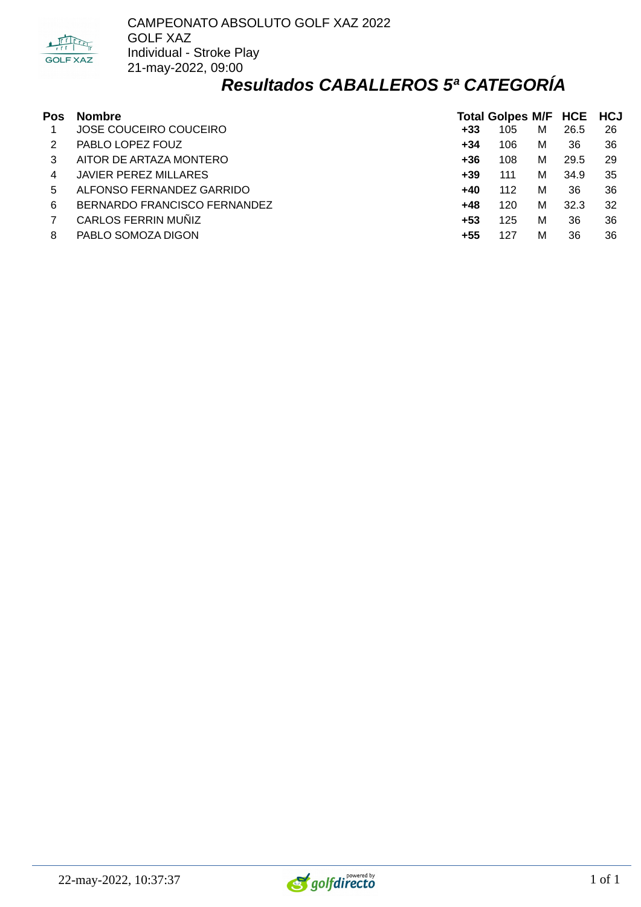CAMPEONATO ABSOLUTO GOLF XAZ 2022
GOLF XAZ
Individual - Stroke Play
21-may-2022, 09:00

# *Resultados CABALLEROS 5ª CATEGORÍA*

| Pos | Nombre | Total | Golpes | M/F | HCE | HCJ |
|---|---|---|---|---|---|---|
| 1 | JOSE COUCEIRO COUCEIRO | **+33** | 105 | M | 26.5 | 26 |
| 2 | PABLO LOPEZ FOUZ | **+34** | 106 | M | 36 | 36 |
| 3 | AITOR DE ARTAZA MONTERO | **+36** | 108 | M | 29.5 | 29 |
| 4 | JAVIER PEREZ MILLARES | **+39** | 111 | M | 34.9 | 35 |
| 5 | ALFONSO FERNANDEZ GARRIDO | **+40** | 112 | M | 36 | 36 |
| 6 | BERNARDO FRANCISCO FERNANDEZ | **+48** | 120 | M | 32.3 | 32 |
| 7 | CARLOS FERRIN MUÑIZ | **+53** | 125 | M | 36 | 36 |
| 8 | PABLO SOMOZA DIGON | **+55** | 127 | M | 36 | 36 |

22-may-2022, 10:37:37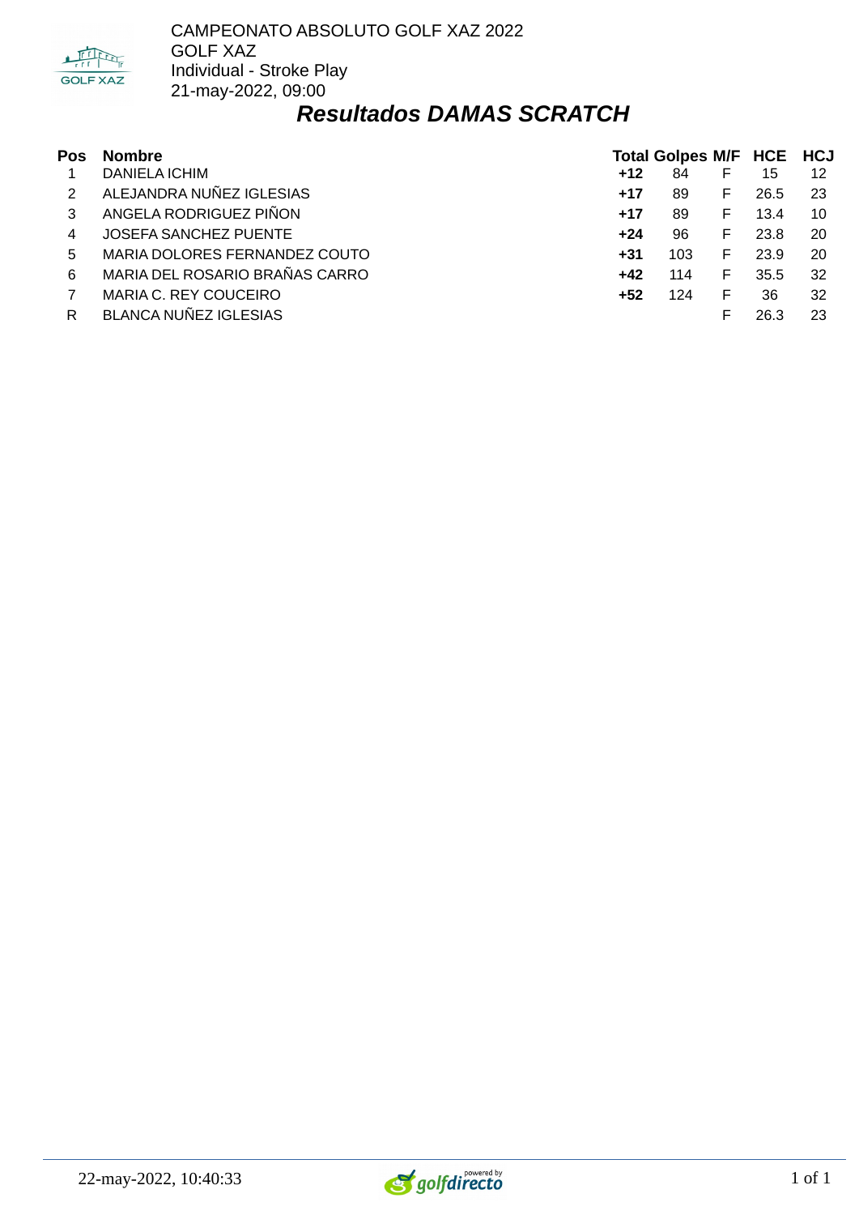CAMPEONATO ABSOLUTO GOLF XAZ 2022
GOLF XAZ
Individual - Stroke Play
21-may-2022, 09:00

# *Resultados DAMAS SCRATCH*

| Pos | Nombre | Total | Golpes | M/F | HCE | HCJ |
|---|---|---|---|---|---|---|
| 1 | DANIELA ICHIM | **+12** | 84 | F | 15 | 12 |
| 2 | ALEJANDRA NUÑEZ IGLESIAS | **+17** | 89 | F | 26.5 | 23 |
| 3 | ANGELA RODRIGUEZ PIÑON | **+17** | 89 | F | 13.4 | 10 |
| 4 | JOSEFA SANCHEZ PUENTE | **+24** | 96 | F | 23.8 | 20 |
| 5 | MARIA DOLORES FERNANDEZ COUTO | **+31** | 103 | F | 23.9 | 20 |
| 6 | MARIA DEL ROSARIO BRAÑAS CARRO | **+42** | 114 | F | 35.5 | 32 |
| 7 | MARIA C. REY COUCEIRO | **+52** | 124 | F | 36 | 32 |
| R | BLANCA NUÑEZ IGLESIAS | | | F | 26.3 | 23 |

22-may-2022, 10:40:33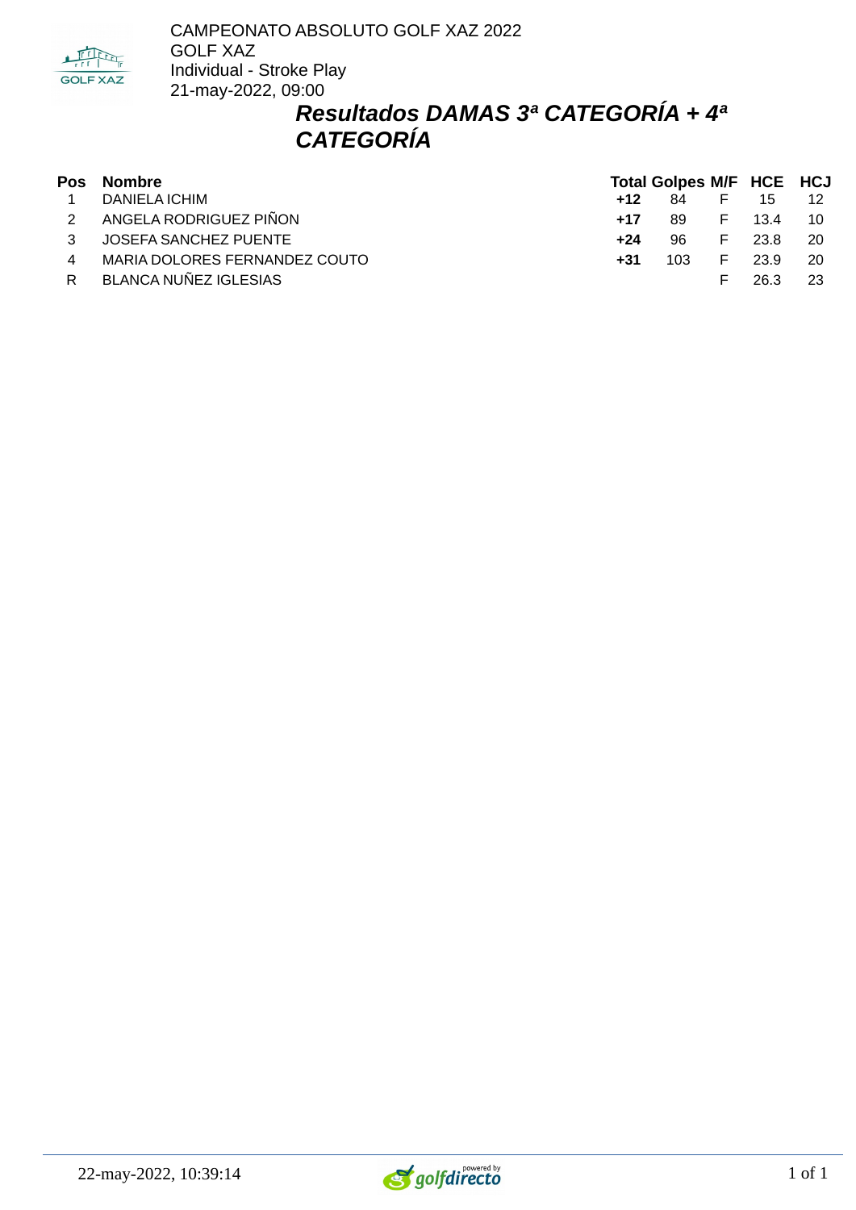CAMPEONATO ABSOLUTO GOLF XAZ 2022
GOLF XAZ
Individual - Stroke Play
21-may-2022, 09:00

## *Resultados DAMAS 3ª CATEGORÍA + 4ª CATEGORÍA*

| Pos | Nombre | Total | Golpes | M/F | HCE | HCJ |
|---|---|---|---|---|---|---|
| 1 | DANIELA ICHIM | **+12** | 84 | F | 15 | 12 |
| 2 | ANGELA RODRIGUEZ PIÑON | **+17** | 89 | F | 13.4 | 10 |
| 3 | JOSEFA SANCHEZ PUENTE | **+24** | 96 | F | 23.8 | 20 |
| 4 | MARIA DOLORES FERNANDEZ COUTO | **+31** | 103 | F | 23.9 | 20 |
| R | BLANCA NUÑEZ IGLESIAS | | | F | 26.3 | 23 |

22-may-2022, 10:39:14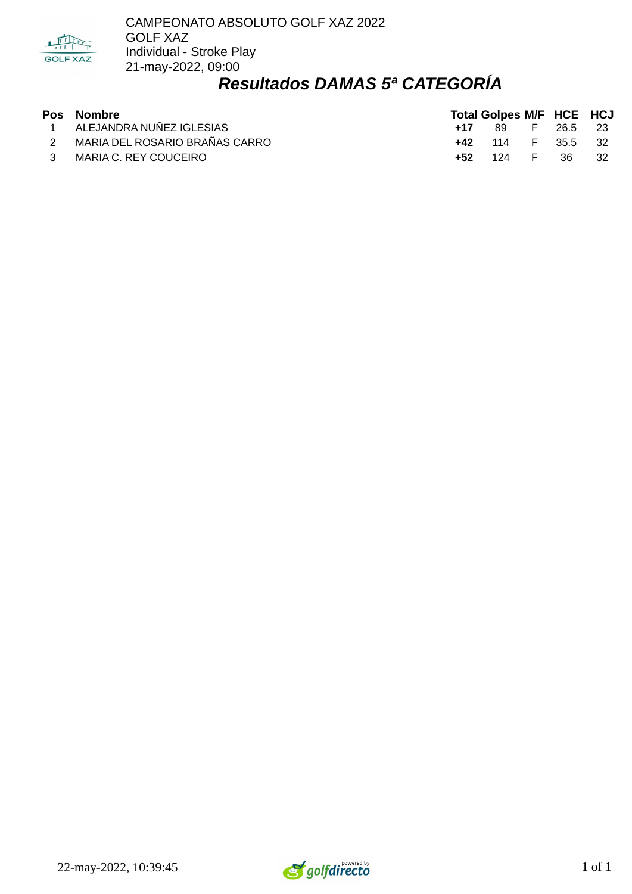CAMPEONATO ABSOLUTO GOLF XAZ 2022
GOLF XAZ
Individual - Stroke Play
21-may-2022, 09:00

# *Resultados DAMAS 5ª CATEGORÍA*

| Pos | Nombre | Total | Golpes | M/F | HCE | HCJ |
|---|---|---|---|---|---|---|
| 1 | ALEJANDRA NUÑEZ IGLESIAS | **+17** | 89 | F | 26.5 | 23 |
| 2 | MARIA DEL ROSARIO BRAÑAS CARRO | **+42** | 114 | F | 35.5 | 32 |
| 3 | MARIA C. REY COUCEIRO | **+52** | 124 | F | 36 | 32 |

22-may-2022, 10:39:45